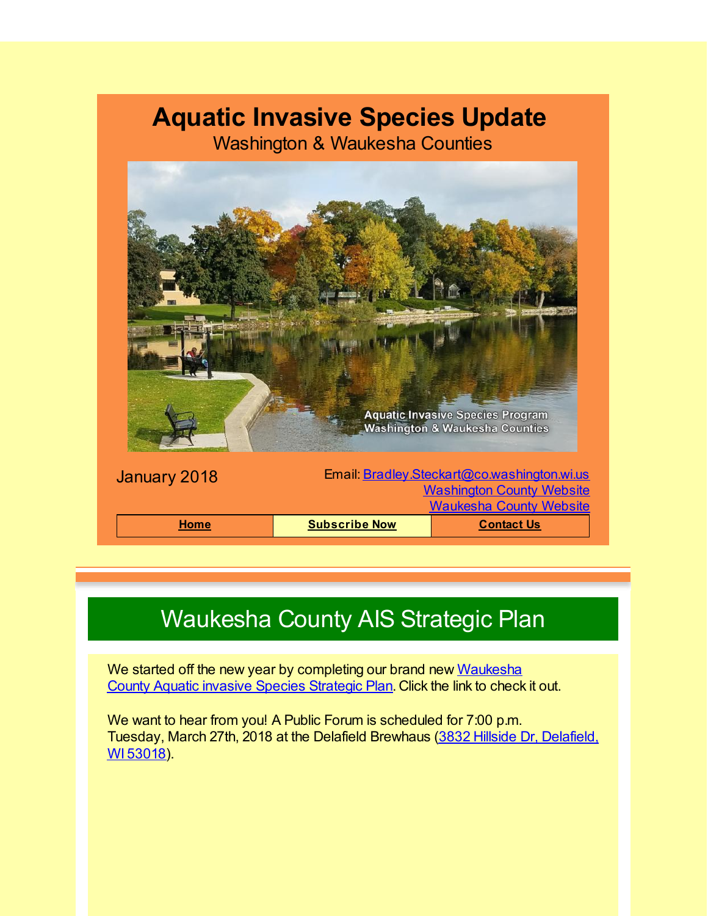# Aquatic Invasive Species Update

Washington & Waukesha Counties

January 2018

Email: Bradley.Steckart@co.washington.wi.us
Washington County Website
Waukesha County Website

| Home | Subscribe Now | Contact Us |
| --- | --- | --- |

## Waukesha County AIS Strategic Plan

We started off the new year by completing our brand new Waukesha County Aquatic invasive Species Strategic Plan. Click the link to check it out.

We want to hear from you! A Public Forum is scheduled for 7:00 p.m. Tuesday, March 27th, 2018 at the Delafield Brewhaus (3832 Hillside Dr, Delafield, WI 53018).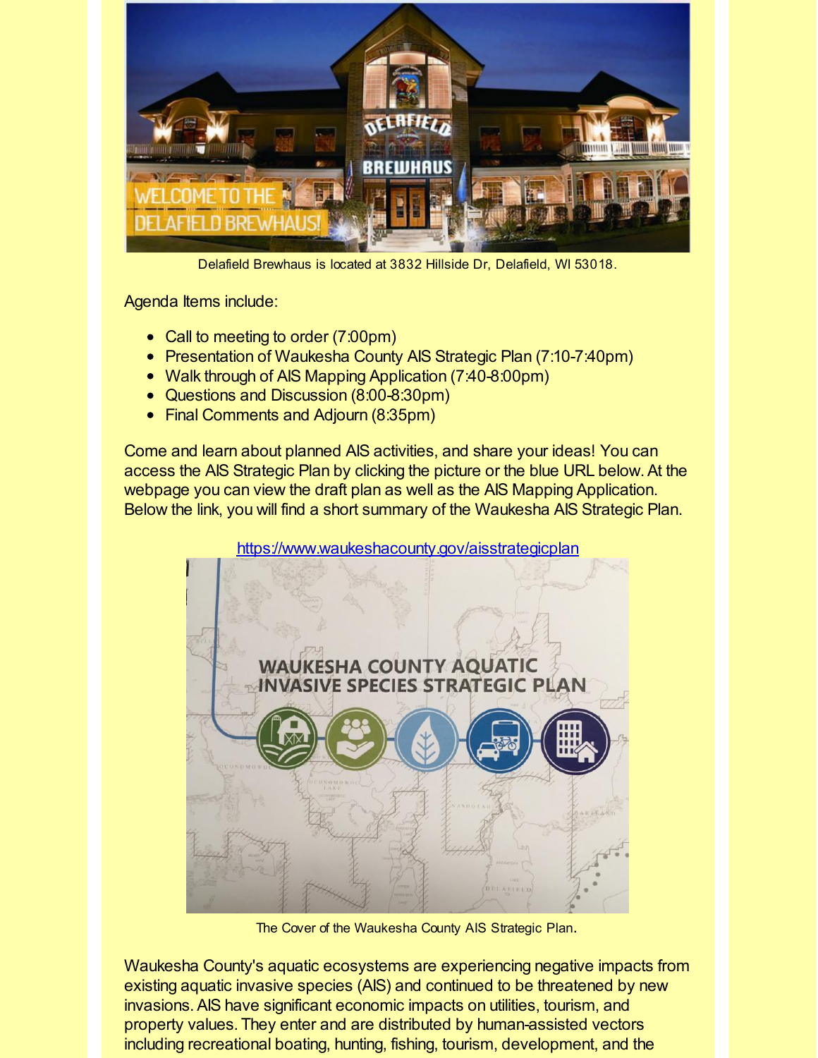Delafield Brewhaus is located at 3832 Hillside Dr, Delafield, WI 53018.

Agenda Items include:

- Call to meeting to order (7:00pm)
- Presentation of Waukesha County AIS Strategic Plan (7:10-7:40pm)
- Walk through of AIS Mapping Application (7:40-8:00pm)
- Questions and Discussion (8:00-8:30pm)
- Final Comments and Adjourn (8:35pm)

Come and learn about planned AIS activities, and share your ideas! You can access the AIS Strategic Plan by clicking the picture or the blue URL below. At the webpage you can view the draft plan as well as the AIS Mapping Application. Below the link, you will find a short summary of the Waukesha AIS Strategic Plan.

https://www.waukeshacounty.gov/aisstrategicplan

The Cover of the Waukesha County AIS Strategic Plan.

Waukesha County's aquatic ecosystems are experiencing negative impacts from existing aquatic invasive species (AIS) and continued to be threatened by new invasions. AIS have significant economic impacts on utilities, tourism, and property values. They enter and are distributed by human-assisted vectors including recreational boating, hunting, fishing, tourism, development, and the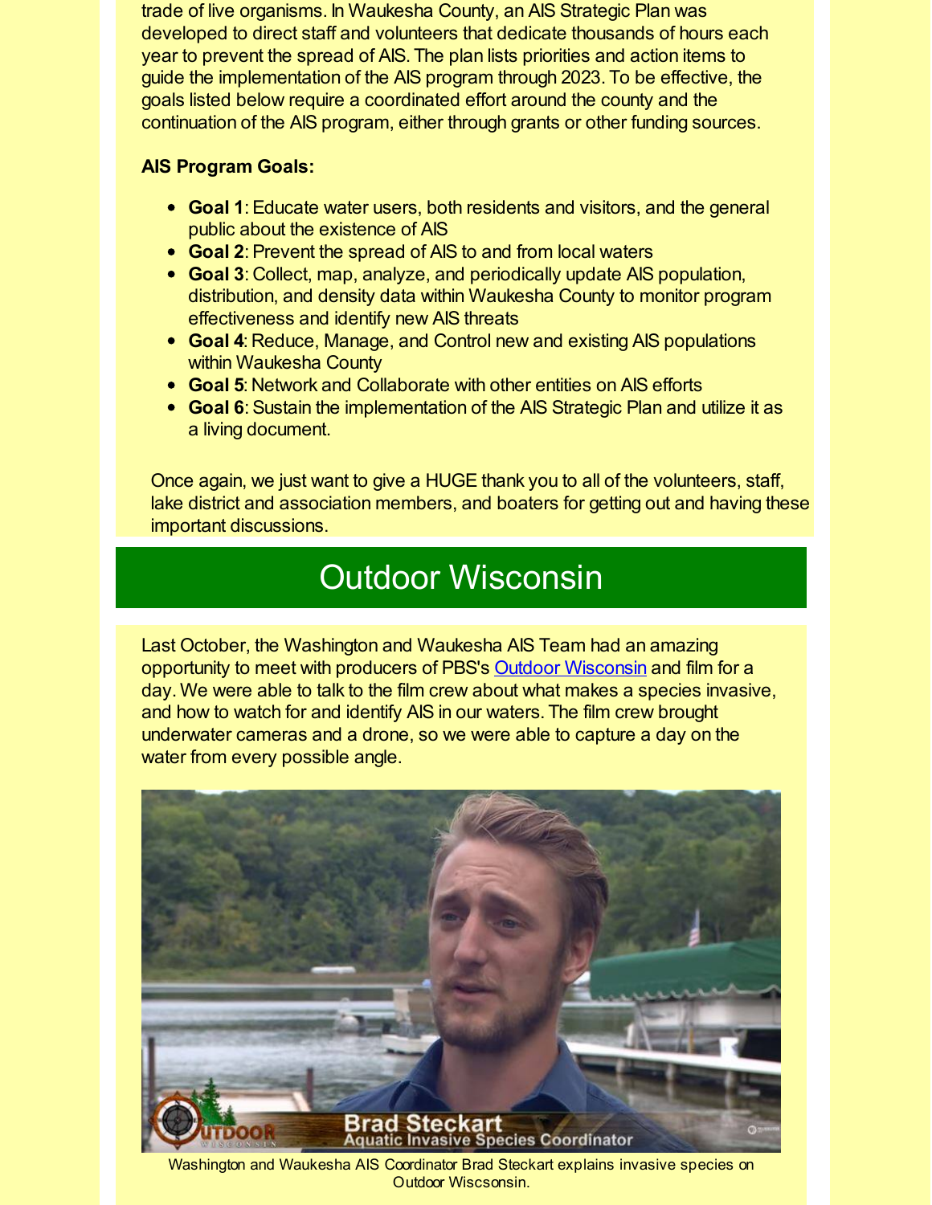trade of live organisms. In Waukesha County, an AIS Strategic Plan was developed to direct staff and volunteers that dedicate thousands of hours each year to prevent the spread of AIS. The plan lists priorities and action items to guide the implementation of the AIS program through 2023. To be effective, the goals listed below require a coordinated effort around the county and the continuation of the AIS program, either through grants or other funding sources.

**AIS Program Goals:**

- **Goal 1**: Educate water users, both residents and visitors, and the general public about the existence of AIS
- **Goal 2**: Prevent the spread of AIS to and from local waters
- **Goal 3**: Collect, map, analyze, and periodically update AIS population, distribution, and density data within Waukesha County to monitor program effectiveness and identify new AIS threats
- **Goal 4**: Reduce, Manage, and Control new and existing AIS populations within Waukesha County
- **Goal 5**: Network and Collaborate with other entities on AIS efforts
- **Goal 6**: Sustain the implementation of the AIS Strategic Plan and utilize it as a living document.

Once again, we just want to give a HUGE thank you to all of the volunteers, staff, lake district and association members, and boaters for getting out and having these important discussions.

# Outdoor Wisconsin

Last October, the Washington and Waukesha AIS Team had an amazing opportunity to meet with producers of PBS's Outdoor Wisconsin and film for a day. We were able to talk to the film crew about what makes a species invasive, and how to watch for and identify AIS in our waters. The film crew brought underwater cameras and a drone, so we were able to capture a day on the water from every possible angle.

Washington and Waukesha AIS Coordinator Brad Steckart explains invasive species on Outdoor Wiscsonsin.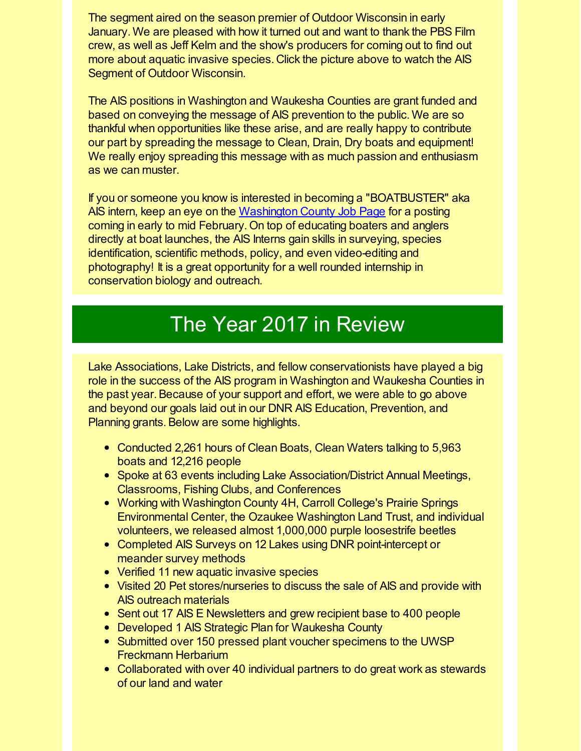The segment aired on the season premier of Outdoor Wisconsin in early January. We are pleased with how it turned out and want to thank the PBS Film crew, as well as Jeff Kelm and the show's producers for coming out to find out more about aquatic invasive species. Click the picture above to watch the AIS Segment of Outdoor Wisconsin.

The AIS positions in Washington and Waukesha Counties are grant funded and based on conveying the message of AIS prevention to the public. We are so thankful when opportunities like these arise, and are really happy to contribute our part by spreading the message to Clean, Drain, Dry boats and equipment! We really enjoy spreading this message with as much passion and enthusiasm as we can muster.

If you or someone you know is interested in becoming a "BOATBUSTER" aka AIS intern, keep an eye on the Washington County Job Page for a posting coming in early to mid February. On top of educating boaters and anglers directly at boat launches, the AIS Interns gain skills in surveying, species identification, scientific methods, policy, and even video-editing and photography! It is a great opportunity for a well rounded internship in conservation biology and outreach.

## The Year 2017 in Review

Lake Associations, Lake Districts, and fellow conservationists have played a big role in the success of the AIS program in Washington and Waukesha Counties in the past year. Because of your support and effort, we were able to go above and beyond our goals laid out in our DNR AIS Education, Prevention, and Planning grants. Below are some highlights.

- Conducted 2,261 hours of Clean Boats, Clean Waters talking to 5,963 boats and 12,216 people
- Spoke at 63 events including Lake Association/District Annual Meetings, Classrooms, Fishing Clubs, and Conferences
- Working with Washington County 4H, Carroll College's Prairie Springs Environmental Center, the Ozaukee Washington Land Trust, and individual volunteers, we released almost 1,000,000 purple loosestrife beetles
- Completed AIS Surveys on 12 Lakes using DNR point-intercept or meander survey methods
- Verified 11 new aquatic invasive species
- Visited 20 Pet stores/nurseries to discuss the sale of AIS and provide with AIS outreach materials
- Sent out 17 AIS E Newsletters and grew recipient base to 400 people
- Developed 1 AIS Strategic Plan for Waukesha County
- Submitted over 150 pressed plant voucher specimens to the UWSP Freckmann Herbarium
- Collaborated with over 40 individual partners to do great work as stewards of our land and water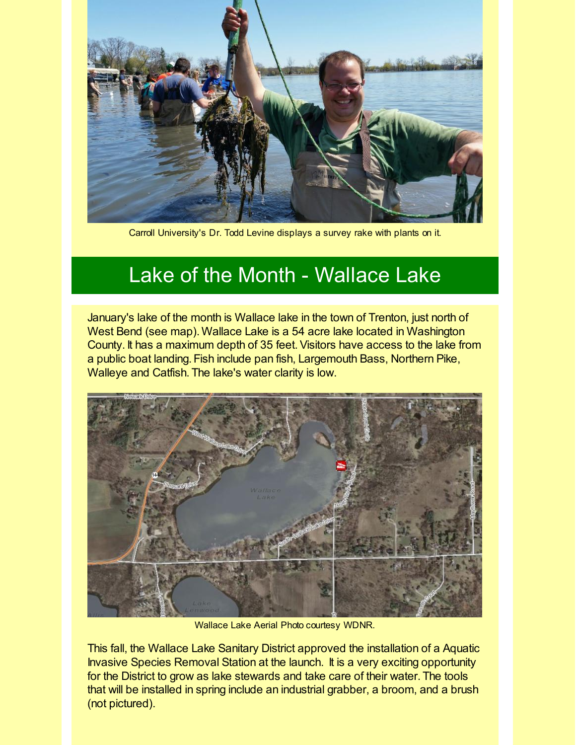Carroll University's Dr. Todd Levine displays a survey rake with plants on it.

## Lake of the Month - Wallace Lake

January's lake of the month is Wallace lake in the town of Trenton, just north of West Bend (see map). Wallace Lake is a 54 acre lake located in Washington County. It has a maximum depth of 35 feet. Visitors have access to the lake from a public boat landing. Fish include pan fish, Largemouth Bass, Northern Pike, Walleye and Catfish. The lake's water clarity is low.

Wallace Lake Aerial Photo courtesy WDNR.

This fall, the Wallace Lake Sanitary District approved the installation of a Aquatic Invasive Species Removal Station at the launch. It is a very exciting opportunity for the District to grow as lake stewards and take care of their water. The tools that will be installed in spring include an industrial grabber, a broom, and a brush (not pictured).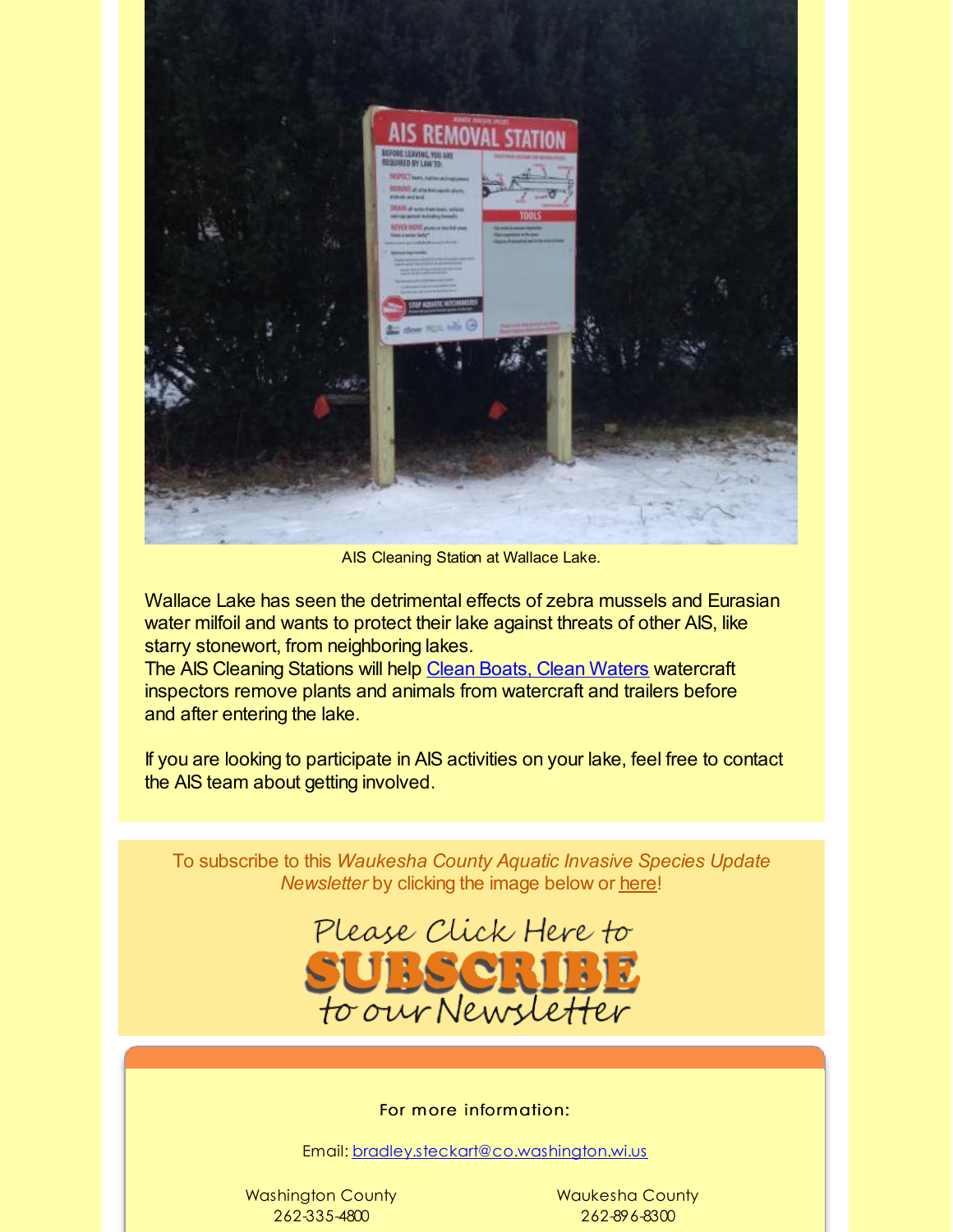AIS Cleaning Station at Wallace Lake.

Wallace Lake has seen the detrimental effects of zebra mussels and Eurasian water milfoil and wants to protect their lake against threats of other AIS, like starry stonewort, from neighboring lakes.

The AIS Cleaning Stations will help Clean Boats, Clean Waters watercraft inspectors remove plants and animals from watercraft and trailers before and after entering the lake.

If you are looking to participate in AIS activities on your lake, feel free to contact the AIS team about getting involved.

To subscribe to this *Waukesha County Aquatic Invasive Species Update Newsletter* by clicking the image below or here!

Please Click Here to SUBSCRIBE to our Newsletter

For more information:

Email: bradley.steckart@co.washington.wi.us

Washington County
262-335-4800

Waukesha County
262-896-8300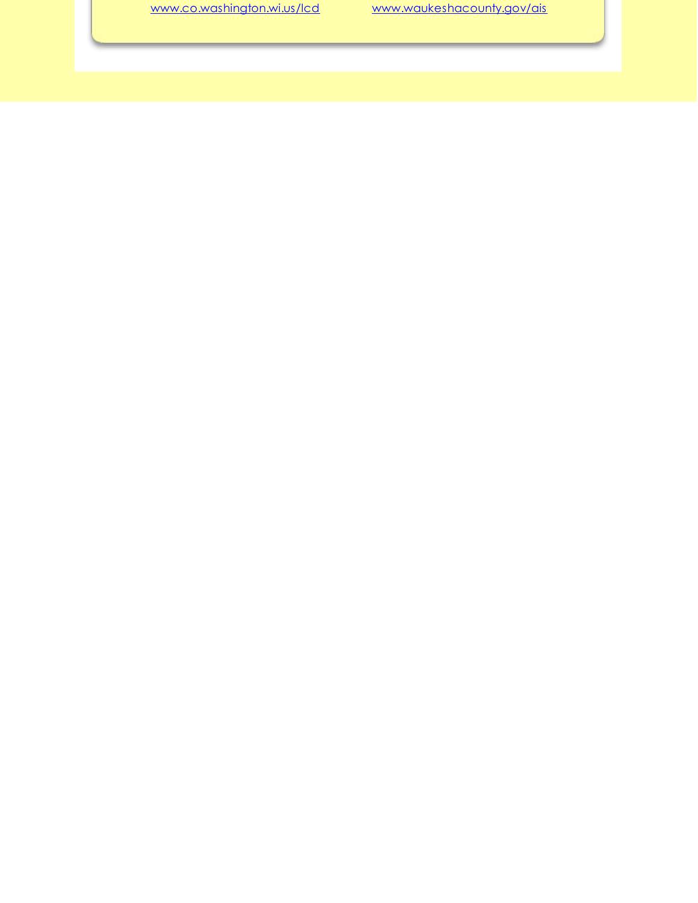www.co.washington.wi.us/lcd www.waukeshacounty.gov/ais